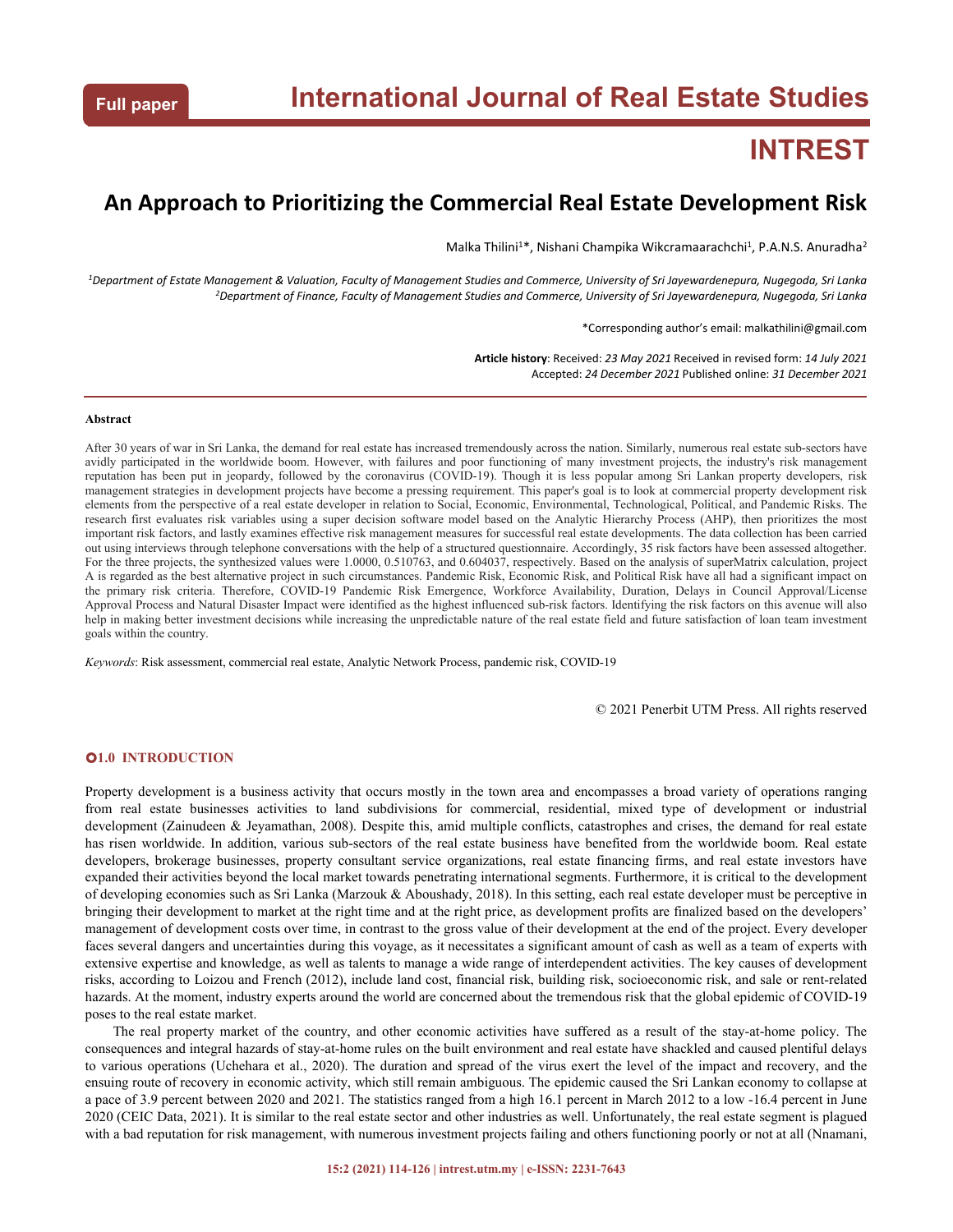Full paper

# International Journal of Real Estate Studies

# INTREST

## An Approach to Prioritizing the Commercial Real Estate Development Risk

Malka Thilini[1]*, Nishani Champika Wikcramaarachchi[1], P.A.N.S. Anuradha[2]

[1]Department of Estate Management & Valuation, Faculty of Management Studies and Commerce, University of Sri Jayewardenepura, Nugegoda, Sri Lanka
[2]Department of Finance, Faculty of Management Studies and Commerce, University of Sri Jayewardenepura, Nugegoda, Sri Lanka

*Corresponding author's email: malkathilini@gmail.com

**Article history**: Received: *23 May 2021* Received in revised form: *14 July 2021*
Accepted: *24 December 2021* Published online: *31 December 2021*

---

**Abstract**

After 30 years of war in Sri Lanka, the demand for real estate has increased tremendously across the nation. Similarly, numerous real estate sub-sectors have avidly participated in the worldwide boom. However, with failures and poor functioning of many investment projects, the industry's risk management reputation has been put in jeopardy, followed by the coronavirus (COVID-19). Though it is less popular among Sri Lankan property developers, risk management strategies in development projects have become a pressing requirement. This paper's goal is to look at commercial property development risk elements from the perspective of a real estate developer in relation to Social, Economic, Environmental, Technological, Political, and Pandemic Risks. The research first evaluates risk variables using a super decision software model based on the Analytic Hierarchy Process (AHP), then prioritizes the most important risk factors, and lastly examines effective risk management measures for successful real estate developments. The data collection has been carried out using interviews through telephone conversations with the help of a structured questionnaire. Accordingly, 35 risk factors have been assessed altogether. For the three projects, the synthesized values were 1.0000, 0.510763, and 0.604037, respectively. Based on the analysis of superMatrix calculation, project A is regarded as the best alternative project in such circumstances. Pandemic Risk, Economic Risk, and Political Risk have all had a significant impact on the primary risk criteria. Therefore, COVID-19 Pandemic Risk Emergence, Workforce Availability, Duration, Delays in Council Approval/License Approval Process and Natural Disaster Impact were identified as the highest influenced sub-risk factors. Identifying the risk factors on this avenue will also help in making better investment decisions while increasing the unpredictable nature of the real estate field and future satisfaction of loan team investment goals within the country.

*Keywords*: Risk assessment, commercial real estate, Analytic Network Process, pandemic risk, COVID-19

© 2021 Penerbit UTM Press. All rights reserved

## 1.0 INTRODUCTION

Property development is a business activity that occurs mostly in the town area and encompasses a broad variety of operations ranging from real estate businesses activities to land subdivisions for commercial, residential, mixed type of development or industrial development (Zainudeen & Jeyamathan, 2008). Despite this, amid multiple conflicts, catastrophes and crises, the demand for real estate has risen worldwide. In addition, various sub-sectors of the real estate business have benefited from the worldwide boom. Real estate developers, brokerage businesses, property consultant service organizations, real estate financing firms, and real estate investors have expanded their activities beyond the local market towards penetrating international segments. Furthermore, it is critical to the development of developing economies such as Sri Lanka (Marzouk & Aboushady, 2018). In this setting, each real estate developer must be perceptive in bringing their development to market at the right time and at the right price, as development profits are finalized based on the developers' management of development costs over time, in contrast to the gross value of their development at the end of the project. Every developer faces several dangers and uncertainties during this voyage, as it necessitates a significant amount of cash as well as a team of experts with extensive expertise and knowledge, as well as talents to manage a wide range of interdependent activities. The key causes of development risks, according to Loizou and French (2012), include land cost, financial risk, building risk, socioeconomic risk, and sale or rent-related hazards. At the moment, industry experts around the world are concerned about the tremendous risk that the global epidemic of COVID-19 poses to the real estate market.

The real property market of the country, and other economic activities have suffered as a result of the stay-at-home policy. The consequences and integral hazards of stay-at-home rules on the built environment and real estate have shackled and caused plentiful delays to various operations (Uchehara et al., 2020). The duration and spread of the virus exert the level of the impact and recovery, and the ensuing route of recovery in economic activity, which still remain ambiguous. The epidemic caused the Sri Lankan economy to collapse at a pace of 3.9 percent between 2020 and 2021. The statistics ranged from a high 16.1 percent in March 2012 to a low -16.4 percent in June 2020 (CEIC Data, 2021). It is similar to the real estate sector and other industries as well. Unfortunately, the real estate segment is plagued with a bad reputation for risk management, with numerous investment projects failing and others functioning poorly or not at all (Nnamani,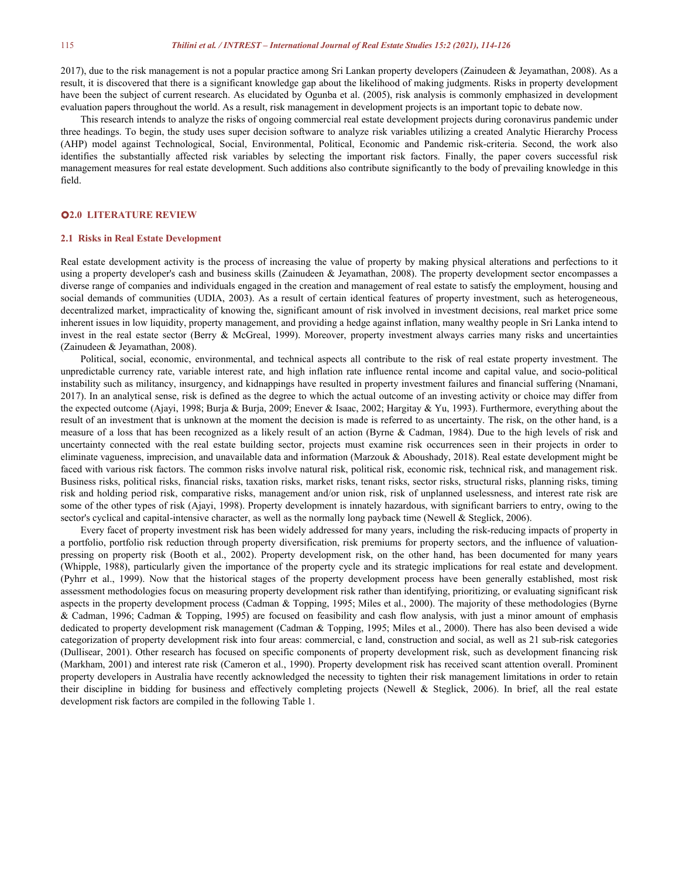2017), due to the risk management is not a popular practice among Sri Lankan property developers (Zainudeen & Jeyamathan, 2008). As a result, it is discovered that there is a significant knowledge gap about the likelihood of making judgments. Risks in property development have been the subject of current research. As elucidated by Ogunba et al. (2005), risk analysis is commonly emphasized in development evaluation papers throughout the world. As a result, risk management in development projects is an important topic to debate now.

This research intends to analyze the risks of ongoing commercial real estate development projects during coronavirus pandemic under three headings. To begin, the study uses super decision software to analyze risk variables utilizing a created Analytic Hierarchy Process (AHP) model against Technological, Social, Environmental, Political, Economic and Pandemic risk-criteria. Second, the work also identifies the substantially affected risk variables by selecting the important risk factors. Finally, the paper covers successful risk management measures for real estate development. Such additions also contribute significantly to the body of prevailing knowledge in this field.

## 2.0 LITERATURE REVIEW

### 2.1 Risks in Real Estate Development

Real estate development activity is the process of increasing the value of property by making physical alterations and perfections to it using a property developer's cash and business skills (Zainudeen & Jeyamathan, 2008). The property development sector encompasses a diverse range of companies and individuals engaged in the creation and management of real estate to satisfy the employment, housing and social demands of communities (UDIA, 2003). As a result of certain identical features of property investment, such as heterogeneous, decentralized market, impracticality of knowing the, significant amount of risk involved in investment decisions, real market price some inherent issues in low liquidity, property management, and providing a hedge against inflation, many wealthy people in Sri Lanka intend to invest in the real estate sector (Berry & McGreal, 1999). Moreover, property investment always carries many risks and uncertainties (Zainudeen & Jeyamathan, 2008).

Political, social, economic, environmental, and technical aspects all contribute to the risk of real estate property investment. The unpredictable currency rate, variable interest rate, and high inflation rate influence rental income and capital value, and socio-political instability such as militancy, insurgency, and kidnappings have resulted in property investment failures and financial suffering (Nnamani, 2017). In an analytical sense, risk is defined as the degree to which the actual outcome of an investing activity or choice may differ from the expected outcome (Ajayi, 1998; Burja & Burja, 2009; Enever & Isaac, 2002; Hargitay & Yu, 1993). Furthermore, everything about the result of an investment that is unknown at the moment the decision is made is referred to as uncertainty. The risk, on the other hand, is a measure of a loss that has been recognized as a likely result of an action (Byrne & Cadman, 1984). Due to the high levels of risk and uncertainty connected with the real estate building sector, projects must examine risk occurrences seen in their projects in order to eliminate vagueness, imprecision, and unavailable data and information (Marzouk & Aboushady, 2018). Real estate development might be faced with various risk factors. The common risks involve natural risk, political risk, economic risk, technical risk, and management risk. Business risks, political risks, financial risks, taxation risks, market risks, tenant risks, sector risks, structural risks, planning risks, timing risk and holding period risk, comparative risks, management and/or union risk, risk of unplanned uselessness, and interest rate risk are some of the other types of risk (Ajayi, 1998). Property development is innately hazardous, with significant barriers to entry, owing to the sector's cyclical and capital-intensive character, as well as the normally long payback time (Newell & Steglick, 2006).

Every facet of property investment risk has been widely addressed for many years, including the risk-reducing impacts of property in a portfolio, portfolio risk reduction through property diversification, risk premiums for property sectors, and the influence of valuation-pressing on property risk (Booth et al., 2002). Property development risk, on the other hand, has been documented for many years (Whipple, 1988), particularly given the importance of the property cycle and its strategic implications for real estate and development. (Pyhrr et al., 1999). Now that the historical stages of the property development process have been generally established, most risk assessment methodologies focus on measuring property development risk rather than identifying, prioritizing, or evaluating significant risk aspects in the property development process (Cadman & Topping, 1995; Miles et al., 2000). The majority of these methodologies (Byrne & Cadman, 1996; Cadman & Topping, 1995) are focused on feasibility and cash flow analysis, with just a minor amount of emphasis dedicated to property development risk management (Cadman & Topping, 1995; Miles et al., 2000). There has also been devised a wide categorization of property development risk into four areas: commercial, c land, construction and social, as well as 21 sub-risk categories (Dullisear, 2001). Other research has focused on specific components of property development risk, such as development financing risk (Markham, 2001) and interest rate risk (Cameron et al., 1990). Property development risk has received scant attention overall. Prominent property developers in Australia have recently acknowledged the necessity to tighten their risk management limitations in order to retain their discipline in bidding for business and effectively completing projects (Newell & Steglick, 2006). In brief, all the real estate development risk factors are compiled in the following Table 1.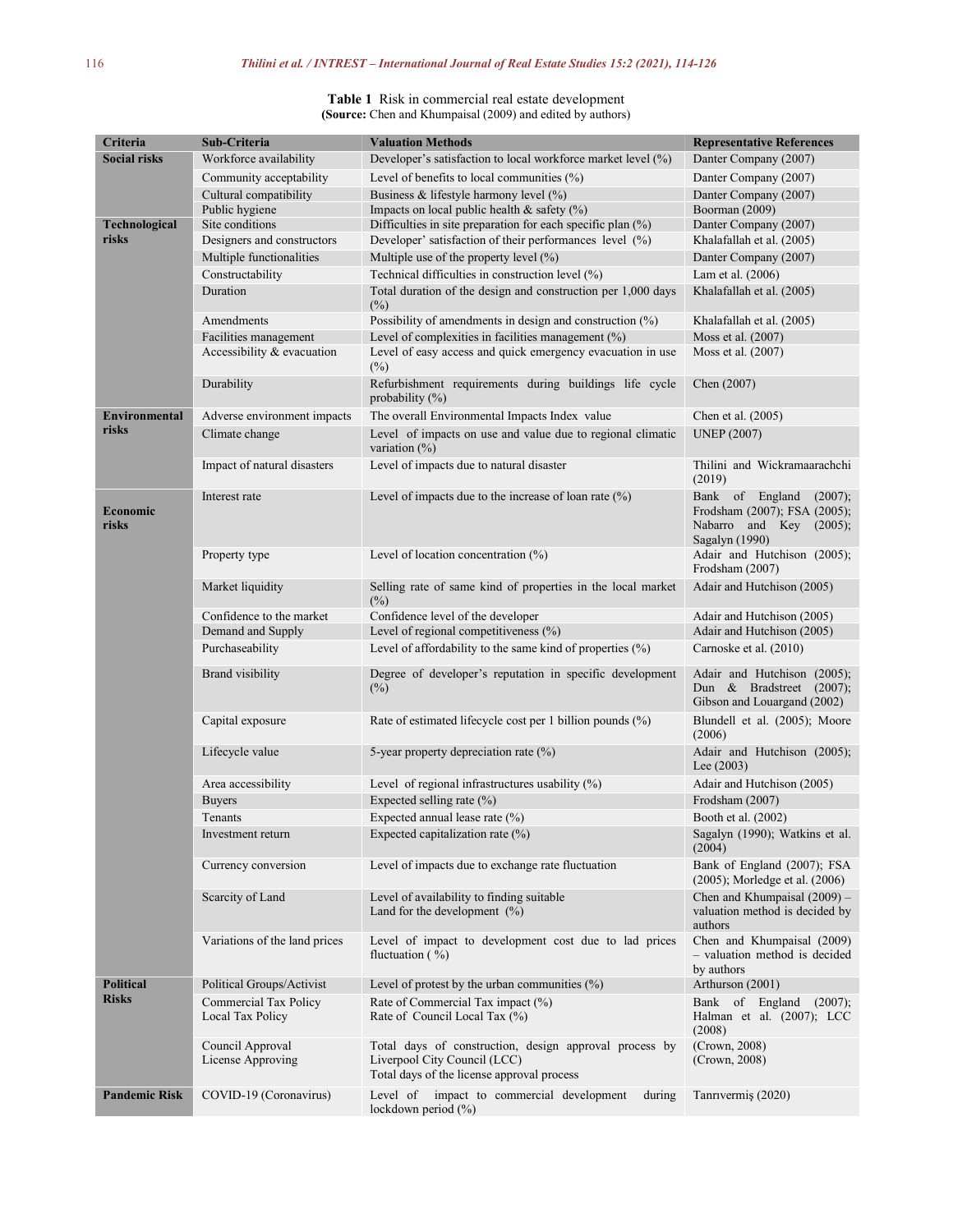**Table 1** Risk in commercial real estate development
**(Source:** Chen and Khumpaisal (2009) and edited by authors)

| Criteria | Sub-Criteria | Valuation Methods | Representative References |
|---|---|---|---|
| **Social risks** | Workforce availability | Developer's satisfaction to local workforce market level (%) | Danter Company (2007) |
| | Community acceptability | Level of benefits to local communities (%) | Danter Company (2007) |
| | Cultural compatibility | Business & lifestyle harmony level (%) | Danter Company (2007) |
| | Public hygiene | Impacts on local public health & safety (%) | Boorman (2009) |
| **Technological risks** | Site conditions | Difficulties in site preparation for each specific plan (%) | Danter Company (2007) |
| | Designers and constructors | Developer' satisfaction of their performances level (%) | Khalafallah et al. (2005) |
| | Multiple functionalities | Multiple use of the property level (%) | Danter Company (2007) |
| | Constructability | Technical difficulties in construction level (%) | Lam et al. (2006) |
| | Duration | Total duration of the design and construction per 1,000 days (%) | Khalafallah et al. (2005) |
| | Amendments | Possibility of amendments in design and construction (%) | Khalafallah et al. (2005) |
| | Facilities management | Level of complexities in facilities management (%) | Moss et al. (2007) |
| | Accessibility & evacuation | Level of easy access and quick emergency evacuation in use (%) | Moss et al. (2007) |
| | Durability | Refurbishment requirements during buildings life cycle probability (%) | Chen (2007) |
| **Environmental risks** | Adverse environment impacts | The overall Environmental Impacts Index value | Chen et al. (2005) |
| | Climate change | Level of impacts on use and value due to regional climatic variation (%) | UNEP (2007) |
| | Impact of natural disasters | Level of impacts due to natural disaster | Thilini and Wickramaarachchi (2019) |
| **Economic risks** | Interest rate | Level of impacts due to the increase of loan rate (%) | Bank of England (2007); Frodsham (2007); FSA (2005); Nabarro and Key (2005); Sagalyn (1990) |
| | Property type | Level of location concentration (%) | Adair and Hutchison (2005); Frodsham (2007) |
| | Market liquidity | Selling rate of same kind of properties in the local market (%) | Adair and Hutchison (2005) |
| | Confidence to the market | Confidence level of the developer | Adair and Hutchison (2005) |
| | Demand and Supply | Level of regional competitiveness (%) | Adair and Hutchison (2005) |
| | Purchaseability | Level of affordability to the same kind of properties (%) | Carnoske et al. (2010) |
| | Brand visibility | Degree of developer's reputation in specific development (%) | Adair and Hutchison (2005); Dun & Bradstreet (2007); Gibson and Louargand (2002) |
| | Capital exposure | Rate of estimated lifecycle cost per 1 billion pounds (%) | Blundell et al. (2005); Moore (2006) |
| | Lifecycle value | 5-year property depreciation rate (%) | Adair and Hutchison (2005); Lee (2003) |
| | Area accessibility | Level of regional infrastructures usability (%) | Adair and Hutchison (2005) |
| | Buyers | Expected selling rate (%) | Frodsham (2007) |
| | Tenants | Expected annual lease rate (%) | Booth et al. (2002) |
| | Investment return | Expected capitalization rate (%) | Sagalyn (1990); Watkins et al. (2004) |
| | Currency conversion | Level of impacts due to exchange rate fluctuation | Bank of England (2007); FSA (2005); Morledge et al. (2006) |
| | Scarcity of Land | Level of availability to finding suitable Land for the development (%) | Chen and Khumpaisal (2009) – valuation method is decided by authors |
| | Variations of the land prices | Level of impact to development cost due to lad prices fluctuation ( %) | Chen and Khumpaisal (2009) – valuation method is decided by authors |
| **Political Risks** | Political Groups/Activist | Level of protest by the urban communities (%) | Arthurson (2001) |
| | Commercial Tax Policy<br>Local Tax Policy | Rate of Commercial Tax impact (%)<br>Rate of Council Local Tax (%) | Bank of England (2007); Halman et al. (2007); LCC (2008) |
| | Council Approval<br>License Approving | Total days of construction, design approval process by Liverpool City Council (LCC)<br>Total days of the license approval process | (Crown, 2008)<br>(Crown, 2008) |
| **Pandemic Risk** | COVID-19 (Coronavirus) | Level of impact to commercial development during lockdown period (%) | Tanrıvermiş (2020) |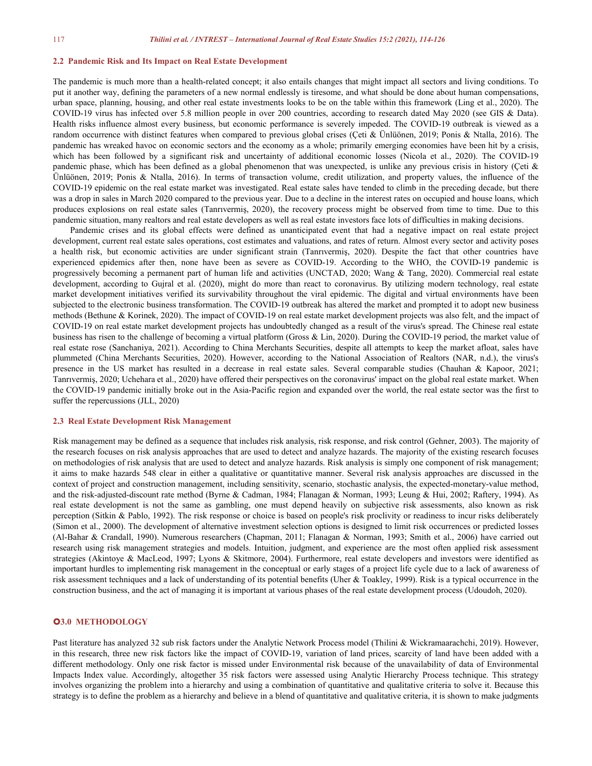### 2.2 Pandemic Risk and Its Impact on Real Estate Development

The pandemic is much more than a health-related concept; it also entails changes that might impact all sectors and living conditions. To put it another way, defining the parameters of a new normal endlessly is tiresome, and what should be done about human compensations, urban space, planning, housing, and other real estate investments looks to be on the table within this framework (Ling et al., 2020). The COVID-19 virus has infected over 5.8 million people in over 200 countries, according to research dated May 2020 (see GIS & Data). Health risks influence almost every business, but economic performance is severely impeded. The COVID-19 outbreak is viewed as a random occurrence with distinct features when compared to previous global crises (Çeti & Ünlüönen, 2019; Ponis & Ntalla, 2016). The pandemic has wreaked havoc on economic sectors and the economy as a whole; primarily emerging economies have been hit by a crisis, which has been followed by a significant risk and uncertainty of additional economic losses (Nicola et al., 2020). The COVID-19 pandemic phase, which has been defined as a global phenomenon that was unexpected, is unlike any previous crisis in history (Çeti & Ünlüönen, 2019; Ponis & Ntalla, 2016). In terms of transaction volume, credit utilization, and property values, the influence of the COVID-19 epidemic on the real estate market was investigated. Real estate sales have tended to climb in the preceding decade, but there was a drop in sales in March 2020 compared to the previous year. Due to a decline in the interest rates on occupied and house loans, which produces explosions on real estate sales (Tanrıvermiş, 2020), the recovery process might be observed from time to time. Due to this pandemic situation, many realtors and real estate developers as well as real estate investors face lots of difficulties in making decisions.

Pandemic crises and its global effects were defined as unanticipated event that had a negative impact on real estate project development, current real estate sales operations, cost estimates and valuations, and rates of return. Almost every sector and activity poses a health risk, but economic activities are under significant strain (Tanrıvermiş, 2020). Despite the fact that other countries have experienced epidemics after then, none have been as severe as COVID-19. According to the WHO, the COVID-19 pandemic is progressively becoming a permanent part of human life and activities (UNCTAD, 2020; Wang & Tang, 2020). Commercial real estate development, according to Gujral et al. (2020), might do more than react to coronavirus. By utilizing modern technology, real estate market development initiatives verified its survivability throughout the viral epidemic. The digital and virtual environments have been subjected to the electronic business transformation. The COVID-19 outbreak has altered the market and prompted it to adopt new business methods (Bethune & Korinek, 2020). The impact of COVID-19 on real estate market development projects was also felt, and the impact of COVID-19 on real estate market development projects has undoubtedly changed as a result of the virus's spread. The Chinese real estate business has risen to the challenge of becoming a virtual platform (Gross & Lin, 2020). During the COVID-19 period, the market value of real estate rose (Sanchaniya, 2021). According to China Merchants Securities, despite all attempts to keep the market afloat, sales have plummeted (China Merchants Securities, 2020). However, according to the National Association of Realtors (NAR, n.d.), the virus's presence in the US market has resulted in a decrease in real estate sales. Several comparable studies (Chauhan & Kapoor, 2021; Tanrıvermiş, 2020; Uchehara et al., 2020) have offered their perspectives on the coronavirus' impact on the global real estate market. When the COVID-19 pandemic initially broke out in the Asia-Pacific region and expanded over the world, the real estate sector was the first to suffer the repercussions (JLL, 2020)

### 2.3 Real Estate Development Risk Management

Risk management may be defined as a sequence that includes risk analysis, risk response, and risk control (Gehner, 2003). The majority of the research focuses on risk analysis approaches that are used to detect and analyze hazards. The majority of the existing research focuses on methodologies of risk analysis that are used to detect and analyze hazards. Risk analysis is simply one component of risk management; it aims to make hazards 548 clear in either a qualitative or quantitative manner. Several risk analysis approaches are discussed in the context of project and construction management, including sensitivity, scenario, stochastic analysis, the expected-monetary-value method, and the risk-adjusted-discount rate method (Byrne & Cadman, 1984; Flanagan & Norman, 1993; Leung & Hui, 2002; Raftery, 1994). As real estate development is not the same as gambling, one must depend heavily on subjective risk assessments, also known as risk perception (Sitkin & Pablo, 1992). The risk response or choice is based on people's risk proclivity or readiness to incur risks deliberately (Simon et al., 2000). The development of alternative investment selection options is designed to limit risk occurrences or predicted losses (Al-Bahar & Crandall, 1990). Numerous researchers (Chapman, 2011; Flanagan & Norman, 1993; Smith et al., 2006) have carried out research using risk management strategies and models. Intuition, judgment, and experience are the most often applied risk assessment strategies (Akintoye & MacLeod, 1997; Lyons & Skitmore, 2004). Furthermore, real estate developers and investors were identified as important hurdles to implementing risk management in the conceptual or early stages of a project life cycle due to a lack of awareness of risk assessment techniques and a lack of understanding of its potential benefits (Uher & Toakley, 1999). Risk is a typical occurrence in the construction business, and the act of managing it is important at various phases of the real estate development process (Udoudoh, 2020).

## 3.0 METHODOLOGY

Past literature has analyzed 32 sub risk factors under the Analytic Network Process model (Thilini & Wickramaarachchi, 2019). However, in this research, three new risk factors like the impact of COVID-19, variation of land prices, scarcity of land have been added with a different methodology. Only one risk factor is missed under Environmental risk because of the unavailability of data of Environmental Impacts Index value. Accordingly, altogether 35 risk factors were assessed using Analytic Hierarchy Process technique. This strategy involves organizing the problem into a hierarchy and using a combination of quantitative and qualitative criteria to solve it. Because this strategy is to define the problem as a hierarchy and believe in a blend of quantitative and qualitative criteria, it is shown to make judgments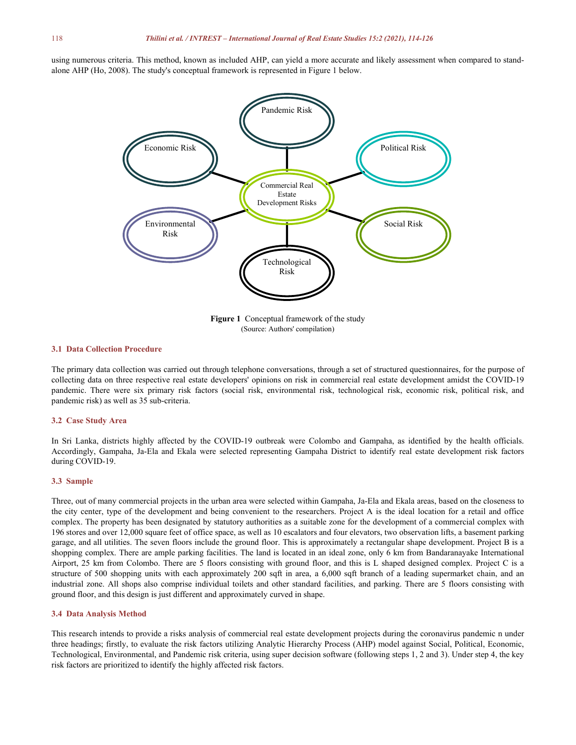using numerous criteria. This method, known as included AHP, can yield a more accurate and likely assessment when compared to stand-alone AHP (Ho, 2008). The study's conceptual framework is represented in Figure 1 below.

**Figure 1** Conceptual framework of the study
(Source: Authors' compilation)

### 3.1 Data Collection Procedure

The primary data collection was carried out through telephone conversations, through a set of structured questionnaires, for the purpose of collecting data on three respective real estate developers' opinions on risk in commercial real estate development amidst the COVID-19 pandemic. There were six primary risk factors (social risk, environmental risk, technological risk, economic risk, political risk, and pandemic risk) as well as 35 sub-criteria.

### 3.2 Case Study Area

In Sri Lanka, districts highly affected by the COVID-19 outbreak were Colombo and Gampaha, as identified by the health officials. Accordingly, Gampaha, Ja-Ela and Ekala were selected representing Gampaha District to identify real estate development risk factors during COVID-19.

### 3.3 Sample

Three, out of many commercial projects in the urban area were selected within Gampaha, Ja-Ela and Ekala areas, based on the closeness to the city center, type of the development and being convenient to the researchers. Project A is the ideal location for a retail and office complex. The property has been designated by statutory authorities as a suitable zone for the development of a commercial complex with 196 stores and over 12,000 square feet of office space, as well as 10 escalators and four elevators, two observation lifts, a basement parking garage, and all utilities. The seven floors include the ground floor. This is approximately a rectangular shape development. Project B is a shopping complex. There are ample parking facilities. The land is located in an ideal zone, only 6 km from Bandaranayake International Airport, 25 km from Colombo. There are 5 floors consisting with ground floor, and this is L shaped designed complex. Project C is a structure of 500 shopping units with each approximately 200 sqft in area, a 6,000 sqft branch of a leading supermarket chain, and an industrial zone. All shops also comprise individual toilets and other standard facilities, and parking. There are 5 floors consisting with ground floor, and this design is just different and approximately curved in shape.

### 3.4 Data Analysis Method

This research intends to provide a risks analysis of commercial real estate development projects during the coronavirus pandemic n under three headings; firstly, to evaluate the risk factors utilizing Analytic Hierarchy Process (AHP) model against Social, Political, Economic, Technological, Environmental, and Pandemic risk criteria, using super decision software (following steps 1, 2 and 3). Under step 4, the key risk factors are prioritized to identify the highly affected risk factors.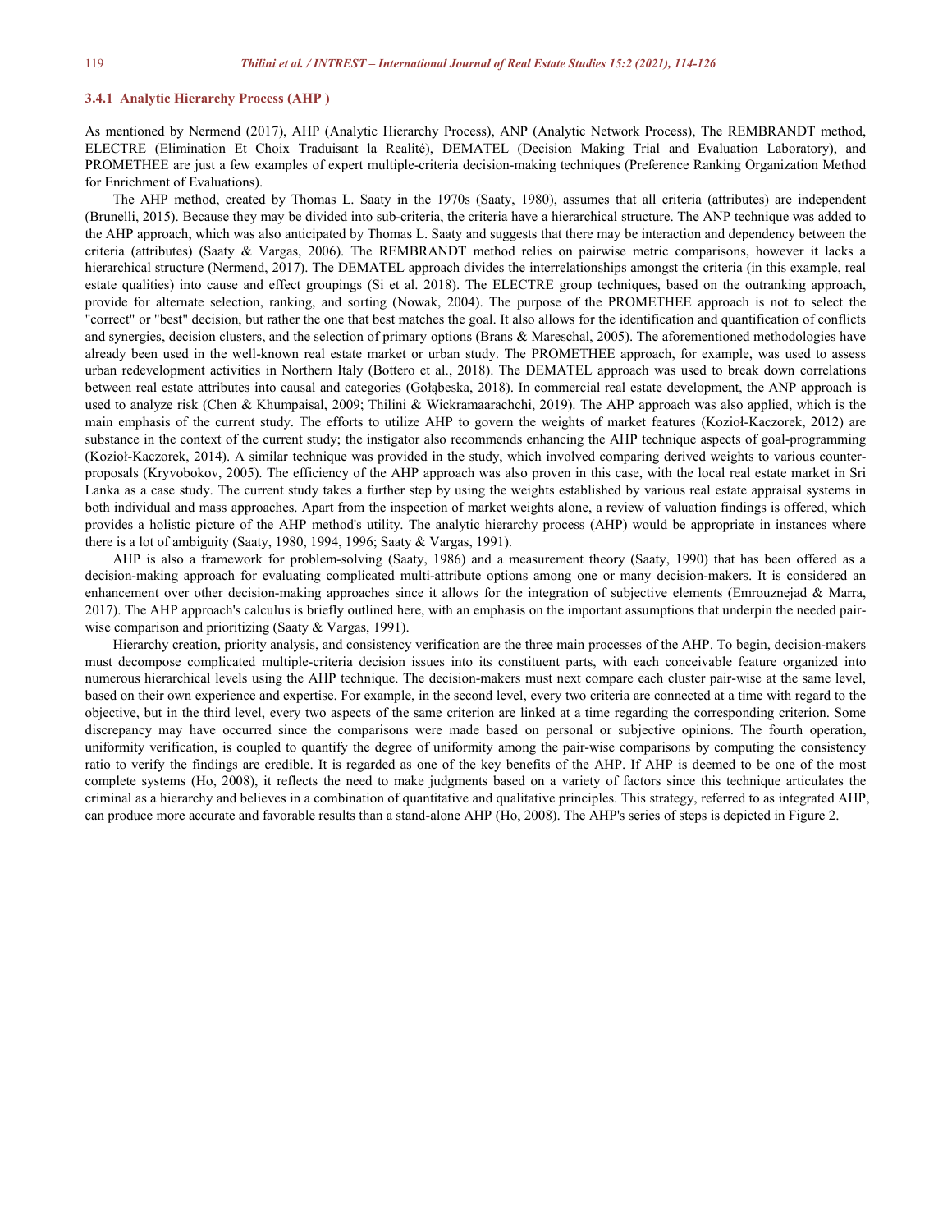### 3.4.1 Analytic Hierarchy Process (AHP )

As mentioned by Nermend (2017), AHP (Analytic Hierarchy Process), ANP (Analytic Network Process), The REMBRANDT method, ELECTRE (Elimination Et Choix Traduisant la Realité), DEMATEL (Decision Making Trial and Evaluation Laboratory), and PROMETHEE are just a few examples of expert multiple-criteria decision-making techniques (Preference Ranking Organization Method for Enrichment of Evaluations).

The AHP method, created by Thomas L. Saaty in the 1970s (Saaty, 1980), assumes that all criteria (attributes) are independent (Brunelli, 2015). Because they may be divided into sub-criteria, the criteria have a hierarchical structure. The ANP technique was added to the AHP approach, which was also anticipated by Thomas L. Saaty and suggests that there may be interaction and dependency between the criteria (attributes) (Saaty & Vargas, 2006). The REMBRANDT method relies on pairwise metric comparisons, however it lacks a hierarchical structure (Nermend, 2017). The DEMATEL approach divides the interrelationships amongst the criteria (in this example, real estate qualities) into cause and effect groupings (Si et al. 2018). The ELECTRE group techniques, based on the outranking approach, provide for alternate selection, ranking, and sorting (Nowak, 2004). The purpose of the PROMETHEE approach is not to select the "correct" or "best" decision, but rather the one that best matches the goal. It also allows for the identification and quantification of conflicts and synergies, decision clusters, and the selection of primary options (Brans & Mareschal, 2005). The aforementioned methodologies have already been used in the well-known real estate market or urban study. The PROMETHEE approach, for example, was used to assess urban redevelopment activities in Northern Italy (Bottero et al., 2018). The DEMATEL approach was used to break down correlations between real estate attributes into causal and categories (Gołąbeska, 2018). In commercial real estate development, the ANP approach is used to analyze risk (Chen & Khumpaisal, 2009; Thilini & Wickramaarachchi, 2019). The AHP approach was also applied, which is the main emphasis of the current study. The efforts to utilize AHP to govern the weights of market features (Kozioł-Kaczorek, 2012) are substance in the context of the current study; the instigator also recommends enhancing the AHP technique aspects of goal-programming (Kozioł-Kaczorek, 2014). A similar technique was provided in the study, which involved comparing derived weights to various counter-proposals (Kryvobokov, 2005). The efficiency of the AHP approach was also proven in this case, with the local real estate market in Sri Lanka as a case study. The current study takes a further step by using the weights established by various real estate appraisal systems in both individual and mass approaches. Apart from the inspection of market weights alone, a review of valuation findings is offered, which provides a holistic picture of the AHP method's utility. The analytic hierarchy process (AHP) would be appropriate in instances where there is a lot of ambiguity (Saaty, 1980, 1994, 1996; Saaty & Vargas, 1991).

AHP is also a framework for problem-solving (Saaty, 1986) and a measurement theory (Saaty, 1990) that has been offered as a decision-making approach for evaluating complicated multi-attribute options among one or many decision-makers. It is considered an enhancement over other decision-making approaches since it allows for the integration of subjective elements (Emrouznejad & Marra, 2017). The AHP approach's calculus is briefly outlined here, with an emphasis on the important assumptions that underpin the needed pair-wise comparison and prioritizing (Saaty & Vargas, 1991).

Hierarchy creation, priority analysis, and consistency verification are the three main processes of the AHP. To begin, decision-makers must decompose complicated multiple-criteria decision issues into its constituent parts, with each conceivable feature organized into numerous hierarchical levels using the AHP technique. The decision-makers must next compare each cluster pair-wise at the same level, based on their own experience and expertise. For example, in the second level, every two criteria are connected at a time with regard to the objective, but in the third level, every two aspects of the same criterion are linked at a time regarding the corresponding criterion. Some discrepancy may have occurred since the comparisons were made based on personal or subjective opinions. The fourth operation, uniformity verification, is coupled to quantify the degree of uniformity among the pair-wise comparisons by computing the consistency ratio to verify the findings are credible. It is regarded as one of the key benefits of the AHP. If AHP is deemed to be one of the most complete systems (Ho, 2008), it reflects the need to make judgments based on a variety of factors since this technique articulates the criminal as a hierarchy and believes in a combination of quantitative and qualitative principles. This strategy, referred to as integrated AHP, can produce more accurate and favorable results than a stand-alone AHP (Ho, 2008). The AHP's series of steps is depicted in Figure 2.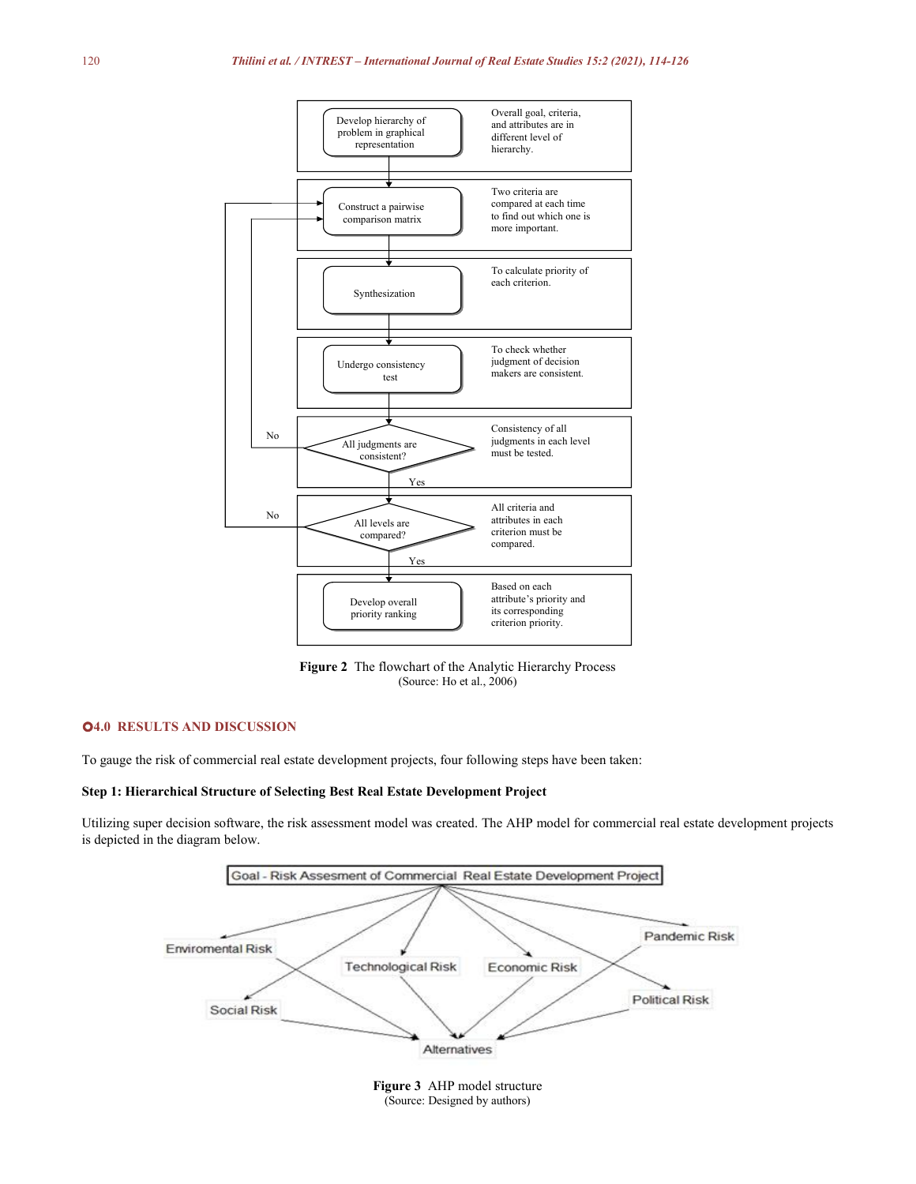Figure 2 The flowchart of the Analytic Hierarchy Process
(Source: Ho et al., 2006)

## 4.0 RESULTS AND DISCUSSION

To gauge the risk of commercial real estate development projects, four following steps have been taken:

**Step 1: Hierarchical Structure of Selecting Best Real Estate Development Project**

Utilizing super decision software, the risk assessment model was created. The AHP model for commercial real estate development projects is depicted in the diagram below.

Figure 3 AHP model structure
(Source: Designed by authors)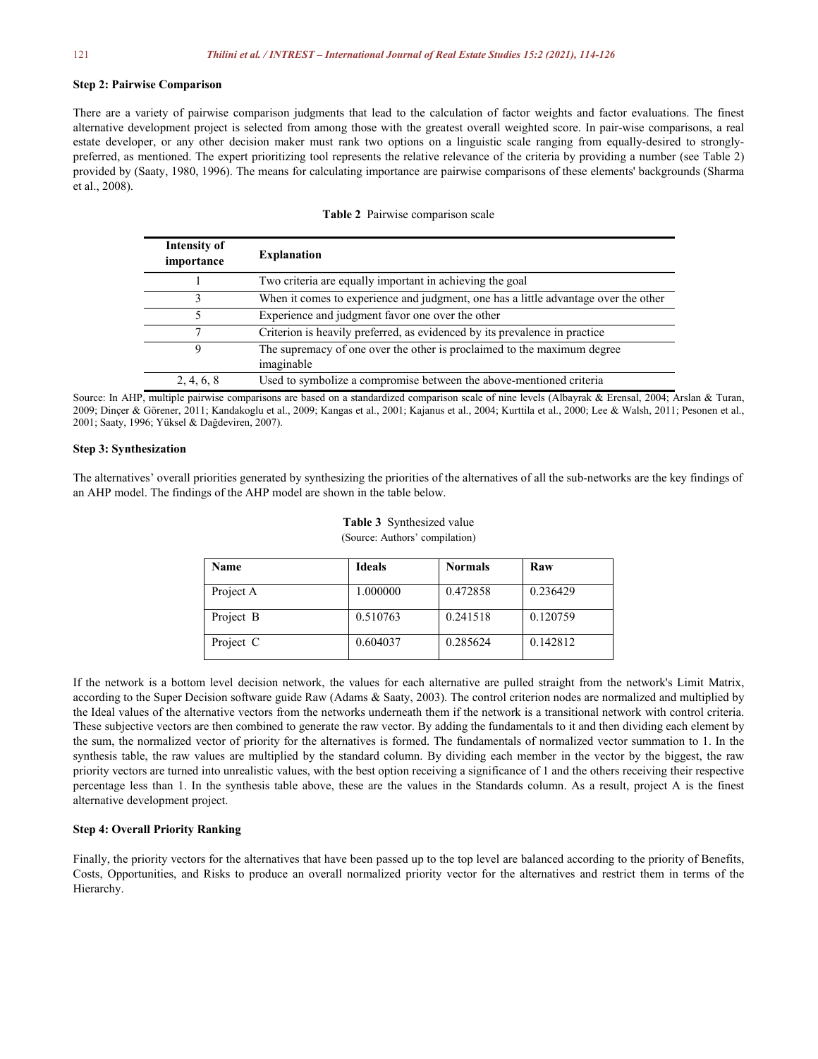**Step 2: Pairwise Comparison**

There are a variety of pairwise comparison judgments that lead to the calculation of factor weights and factor evaluations. The finest alternative development project is selected from among those with the greatest overall weighted score. In pair-wise comparisons, a real estate developer, or any other decision maker must rank two options on a linguistic scale ranging from equally-desired to strongly-preferred, as mentioned. The expert prioritizing tool represents the relative relevance of the criteria by providing a number (see Table 2) provided by (Saaty, 1980, 1996). The means for calculating importance are pairwise comparisons of these elements' backgrounds (Sharma et al., 2008).

**Table 2** Pairwise comparison scale

| Intensity of importance | Explanation |
|---|---|
| 1 | Two criteria are equally important in achieving the goal |
| 3 | When it comes to experience and judgment, one has a little advantage over the other |
| 5 | Experience and judgment favor one over the other |
| 7 | Criterion is heavily preferred, as evidenced by its prevalence in practice |
| 9 | The supremacy of one over the other is proclaimed to the maximum degree imaginable |
| 2, 4, 6, 8 | Used to symbolize a compromise between the above-mentioned criteria |

Source: In AHP, multiple pairwise comparisons are based on a standardized comparison scale of nine levels (Albayrak & Erensal, 2004; Arslan & Turan, 2009; Dinçer & Görener, 2011; Kandakoglu et al., 2009; Kangas et al., 2001; Kajanus et al., 2004; Kurttila et al., 2000; Lee & Walsh, 2011; Pesonen et al., 2001; Saaty, 1996; Yüksel & Dağdeviren, 2007).

**Step 3: Synthesization**

The alternatives' overall priorities generated by synthesizing the priorities of the alternatives of all the sub-networks are the key findings of an AHP model. The findings of the AHP model are shown in the table below.

**Table 3** Synthesized value
(Source: Authors' compilation)

| Name | Ideals | Normals | Raw |
|---|---|---|---|
| Project A | 1.000000 | 0.472858 | 0.236429 |
| Project B | 0.510763 | 0.241518 | 0.120759 |
| Project C | 0.604037 | 0.285624 | 0.142812 |

If the network is a bottom level decision network, the values for each alternative are pulled straight from the network's Limit Matrix, according to the Super Decision software guide Raw (Adams & Saaty, 2003). The control criterion nodes are normalized and multiplied by the Ideal values of the alternative vectors from the networks underneath them if the network is a transitional network with control criteria. These subjective vectors are then combined to generate the raw vector. By adding the fundamentals to it and then dividing each element by the sum, the normalized vector of priority for the alternatives is formed. The fundamentals of normalized vector summation to 1. In the synthesis table, the raw values are multiplied by the standard column. By dividing each member in the vector by the biggest, the raw priority vectors are turned into unrealistic values, with the best option receiving a significance of 1 and the others receiving their respective percentage less than 1. In the synthesis table above, these are the values in the Standards column. As a result, project A is the finest alternative development project.

**Step 4: Overall Priority Ranking**

Finally, the priority vectors for the alternatives that have been passed up to the top level are balanced according to the priority of Benefits, Costs, Opportunities, and Risks to produce an overall normalized priority vector for the alternatives and restrict them in terms of the Hierarchy.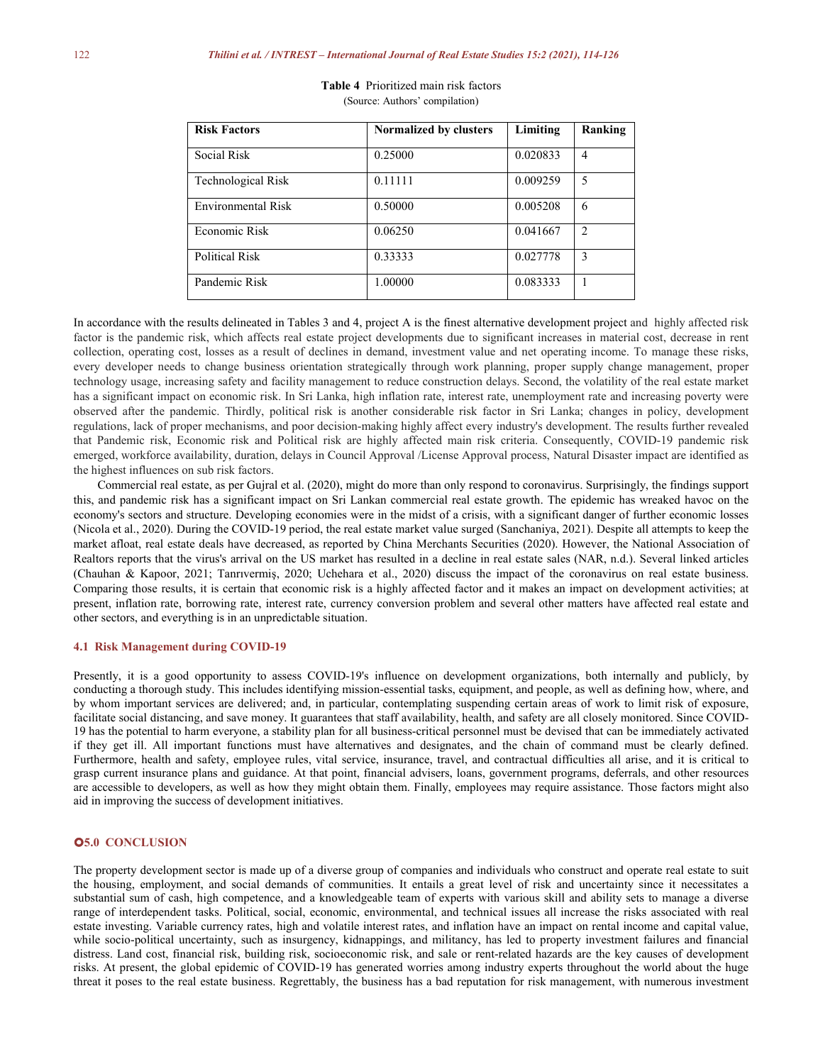**Table 4** Prioritized main risk factors
(Source: Authors' compilation)

| Risk Factors | Normalized by clusters | Limiting | Ranking |
|---|---|---|---|
| Social Risk | 0.25000 | 0.020833 | 4 |
| Technological Risk | 0.11111 | 0.009259 | 5 |
| Environmental Risk | 0.50000 | 0.005208 | 6 |
| Economic Risk | 0.06250 | 0.041667 | 2 |
| Political Risk | 0.33333 | 0.027778 | 3 |
| Pandemic Risk | 1.00000 | 0.083333 | 1 |

In accordance with the results delineated in Tables 3 and 4, project A is the finest alternative development project and highly affected risk factor is the pandemic risk, which affects real estate project developments due to significant increases in material cost, decrease in rent collection, operating cost, losses as a result of declines in demand, investment value and net operating income. To manage these risks, every developer needs to change business orientation strategically through work planning, proper supply change management, proper technology usage, increasing safety and facility management to reduce construction delays. Second, the volatility of the real estate market has a significant impact on economic risk. In Sri Lanka, high inflation rate, interest rate, unemployment rate and increasing poverty were observed after the pandemic. Thirdly, political risk is another considerable risk factor in Sri Lanka; changes in policy, development regulations, lack of proper mechanisms, and poor decision-making highly affect every industry's development. The results further revealed that Pandemic risk, Economic risk and Political risk are highly affected main risk criteria. Consequently, COVID-19 pandemic risk emerged, workforce availability, duration, delays in Council Approval /License Approval process, Natural Disaster impact are identified as the highest influences on sub risk factors.

Commercial real estate, as per Gujral et al. (2020), might do more than only respond to coronavirus. Surprisingly, the findings support this, and pandemic risk has a significant impact on Sri Lankan commercial real estate growth. The epidemic has wreaked havoc on the economy's sectors and structure. Developing economies were in the midst of a crisis, with a significant danger of further economic losses (Nicola et al., 2020). During the COVID-19 period, the real estate market value surged (Sanchaniya, 2021). Despite all attempts to keep the market afloat, real estate deals have decreased, as reported by China Merchants Securities (2020). However, the National Association of Realtors reports that the virus's arrival on the US market has resulted in a decline in real estate sales (NAR, n.d.). Several linked articles (Chauhan & Kapoor, 2021; Tanrıvermiş, 2020; Uchehara et al., 2020) discuss the impact of the coronavirus on real estate business. Comparing those results, it is certain that economic risk is a highly affected factor and it makes an impact on development activities; at present, inflation rate, borrowing rate, interest rate, currency conversion problem and several other matters have affected real estate and other sectors, and everything is in an unpredictable situation.

### 4.1 Risk Management during COVID-19

Presently, it is a good opportunity to assess COVID-19's influence on development organizations, both internally and publicly, by conducting a thorough study. This includes identifying mission-essential tasks, equipment, and people, as well as defining how, where, and by whom important services are delivered; and, in particular, contemplating suspending certain areas of work to limit risk of exposure, facilitate social distancing, and save money. It guarantees that staff availability, health, and safety are all closely monitored. Since COVID-19 has the potential to harm everyone, a stability plan for all business-critical personnel must be devised that can be immediately activated if they get ill. All important functions must have alternatives and designates, and the chain of command must be clearly defined. Furthermore, health and safety, employee rules, vital service, insurance, travel, and contractual difficulties all arise, and it is critical to grasp current insurance plans and guidance. At that point, financial advisers, loans, government programs, deferrals, and other resources are accessible to developers, as well as how they might obtain them. Finally, employees may require assistance. Those factors might also aid in improving the success of development initiatives.

## 5.0 CONCLUSION

The property development sector is made up of a diverse group of companies and individuals who construct and operate real estate to suit the housing, employment, and social demands of communities. It entails a great level of risk and uncertainty since it necessitates a substantial sum of cash, high competence, and a knowledgeable team of experts with various skill and ability sets to manage a diverse range of interdependent tasks. Political, social, economic, environmental, and technical issues all increase the risks associated with real estate investing. Variable currency rates, high and volatile interest rates, and inflation have an impact on rental income and capital value, while socio-political uncertainty, such as insurgency, kidnappings, and militancy, has led to property investment failures and financial distress. Land cost, financial risk, building risk, socioeconomic risk, and sale or rent-related hazards are the key causes of development risks. At present, the global epidemic of COVID-19 has generated worries among industry experts throughout the world about the huge threat it poses to the real estate business. Regrettably, the business has a bad reputation for risk management, with numerous investment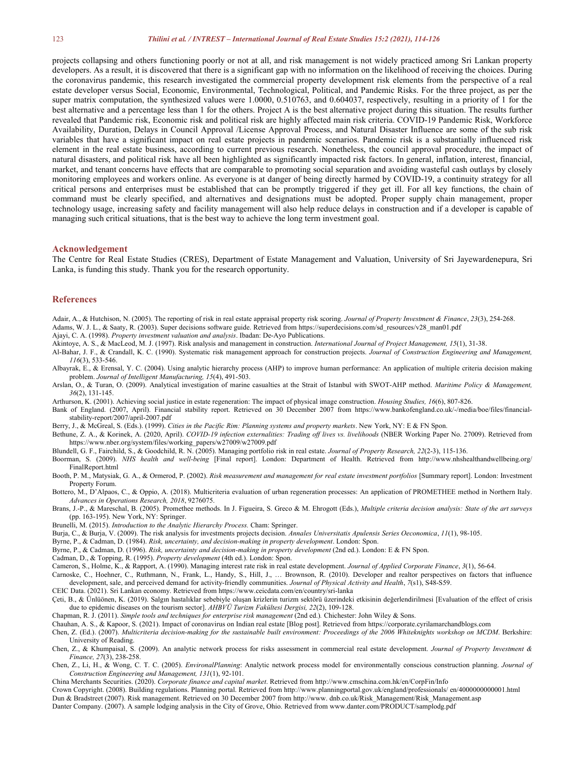projects collapsing and others functioning poorly or not at all, and risk management is not widely practiced among Sri Lankan property developers. As a result, it is discovered that there is a significant gap with no information on the likelihood of receiving the choices. During the coronavirus pandemic, this research investigated the commercial property development risk elements from the perspective of a real estate developer versus Social, Economic, Environmental, Technological, Political, and Pandemic Risks. For the three project, as per the super matrix computation, the synthesized values were 1.0000, 0.510763, and 0.604037, respectively, resulting in a priority of 1 for the best alternative and a percentage less than 1 for the others. Project A is the best alternative project during this situation. The results further revealed that Pandemic risk, Economic risk and political risk are highly affected main risk criteria. COVID-19 Pandemic Risk, Workforce Availability, Duration, Delays in Council Approval /License Approval Process, and Natural Disaster Influence are some of the sub risk variables that have a significant impact on real estate projects in pandemic scenarios. Pandemic risk is a substantially influenced risk element in the real estate business, according to current previous research. Nonetheless, the council approval procedure, the impact of natural disasters, and political risk have all been highlighted as significantly impacted risk factors. In general, inflation, interest, financial, market, and tenant concerns have effects that are comparable to promoting social separation and avoiding wasteful cash outlays by closely monitoring employees and workers online. As everyone is at danger of being directly harmed by COVID-19, a continuity strategy for all critical persons and enterprises must be established that can be promptly triggered if they get ill. For all key functions, the chain of command must be clearly specified, and alternatives and designations must be adopted. Proper supply chain management, proper technology usage, increasing safety and facility management will also help reduce delays in construction and if a developer is capable of managing such critical situations, that is the best way to achieve the long term investment goal.

## Acknowledgement

The Centre for Real Estate Studies (CRES), Department of Estate Management and Valuation, University of Sri Jayewardenepura, Sri Lanka, is funding this study. Thank you for the research opportunity.

## References

Adair, A., & Hutchison, N. (2005). The reporting of risk in real estate appraisal property risk scoring. *Journal of Property Investment & Finance*, *23*(3), 254-268.

Adams, W. J. L., & Saaty, R. (2003). Super decisions software guide. Retrieved from https://superdecisions.com/sd_resources/v28_man01.pdf

Ajayi, C. A. (1998). *Property investment valuation and analysis*. Ibadan: De-Ayo Publications.

Akintoye, A. S., & MacLeod, M. J. (1997). Risk analysis and management in construction. *International Journal of Project Management, 15*(1), 31-38.

Al-Bahar, J. F., & Crandall, K. C. (1990). Systematic risk management approach for construction projects. *Journal of Construction Engineering and Management, 116*(3), 533-546.

Albayrak, E., & Erensal, Y. C. (2004). Using analytic hierarchy process (AHP) to improve human performance: An application of multiple criteria decision making problem. *Journal of Intelligent Manufacturing, 15*(4), 491-503.

Arslan, O., & Turan, O. (2009). Analytical investigation of marine casualties at the Strait of Istanbul with SWOT-AHP method. *Maritime Policy & Management, 36*(2), 131-145.

Arthurson, K. (2001). Achieving social justice in estate regeneration: The impact of physical image construction. *Housing Studies, 16*(6), 807-826.

Bank of England. (2007, April). Financial stability report. Retrieved on 30 December 2007 from https://www.bankofengland.co.uk/-/media/boe/files/financial-stability-report/2007/april-2007.pdf

Berry, J., & McGreal, S. (Eds.). (1999). *Cities in the Pacific Rim: Planning systems and property markets*. New York, NY: E & FN Spon.

Bethune, Z. A., & Korinek, A. (2020, April). *COVID-19 infection externalities: Trading off lives vs. livelihoods* (NBER Working Paper No. 27009). Retrieved from https://www.nber.org/system/files/working_papers/w27009/w27009.pdf

Blundell, G. F., Fairchild, S., & Goodchild, R. N. (2005). Managing portfolio risk in real estate. *Journal of Property Research, 22*(2-3), 115-136.

Boorman, S. (2009). *NHS health and well-being* [Final report]. London: Department of Health. Retrieved from http://www.nhshealthandwellbeing.org/FinalReport.html

Booth, P. M., Matysiak, G. A., & Ormerod, P. (2002). *Risk measurement and management for real estate investment portfolios* [Summary report]. London: Investment Property Forum.

Bottero, M., D'Alpaos, C., & Oppio, A. (2018). Multicriteria evaluation of urban regeneration processes: An application of PROMETHEE method in Northern Italy. *Advances in Operations Research, 2018*, 9276075.

Brans, J.-P., & Mareschal, B. (2005). Promethee methods. In J. Figueira, S. Greco & M. Ehrogott (Eds.), *Multiple criteria decision analysis: State of the art surveys* (pp. 163-195). New York, NY: Springer.

Brunelli, M. (2015). *Introduction to the Analytic Hierarchy Process.* Cham: Springer.

Burja, C., & Burja, V. (2009). The risk analysis for investments projects decision. *Annales Universitatis Apulensis Series Oeconomica*, *11*(1), 98-105.

Byrne, P., & Cadman, D. (1984). *Risk, uncertainty, and decision-making in property development*. London: Spon.

Byrne, P., & Cadman, D. (1996). *Risk, uncertainty and decision-making in property development* (2nd ed.). London: E & FN Spon.

Cadman, D., & Topping, R. (1995). *Property development* (4th ed.). London: Spon.

Cameron, S., Holme, K., & Rapport, A. (1990). Managing interest rate risk in real estate development. *Journal of Applied Corporate Finance*, *3*(1), 56-64.

Carnoske, C., Hoehner, C., Ruthmann, N., Frank, L., Handy, S., Hill, J., … Brownson, R. (2010). Developer and realtor perspectives on factors that influence development, sale, and perceived demand for activity-friendly communities. *Journal of Physical Activity and Health*, *7*(s1), S48-S59.

CEIC Data. (2021). Sri Lankan economy. Retrieved from https://www.ceicdata.com/en/country/sri-lanka

Çeti, B., & Ünlüönen, K. (2019). Salgın hastalıklar sebebiyle oluşan krizlerin turizm sektörü üzerindeki etkisinin değerlendirilmesi [Evaluation of the effect of crisis due to epidemic diseases on the tourism sector]. *AHBVÜ Turizm Fakültesi Dergisi, 22*(2), 109-128.

Chapman, R. J. (2011). *Simple tools and techniques for enterprise risk management* (2nd ed.)*.* Chichester: John Wiley & Sons.

Chauhan, A. S., & Kapoor, S. (2021). Impact of coronavirus on Indian real estate [Blog post]. Retrieved from https://corporate.cyrilamarchandblogs.com

Chen, Z. (Ed.). (2007). *Multicriteria decision-making for the sustainable built environment: Proceedings of the 2006 Whiteknights workshop on MCDM*. Berkshire: University of Reading.

Chen, Z., & Khumpaisal, S. (2009). An analytic network process for risks assessment in commercial real estate development. *Journal of Property Investment & Finance, 27*(3), 238-258.

Chen, Z., Li, H., & Wong, C. T. C. (2005). *EnvironalPlanning*: Analytic network process model for environmentally conscious construction planning. *Journal of Construction Engineering and Management, 131*(1), 92-101.

China Merchants Securities. (2020). *Corporate finance and capital market*. Retrieved from http://www.cmschina.com.hk/en/CorpFin/Info

Crown Copyright. (2008). Building regulations. Planning portal. Retrieved from http://www.planningportal.gov.uk/england/professionals/ en/4000000000001.html

Dun & Bradstreet (2007). Risk management. Retrieved on 30 December 2007 from http://www. dnb.co.uk/Risk_Management/Risk_Management.asp

Danter Company. (2007). A sample lodging analysis in the City of Grove, Ohio. Retrieved from www.danter.com/PRODUCT/samplodg.pdf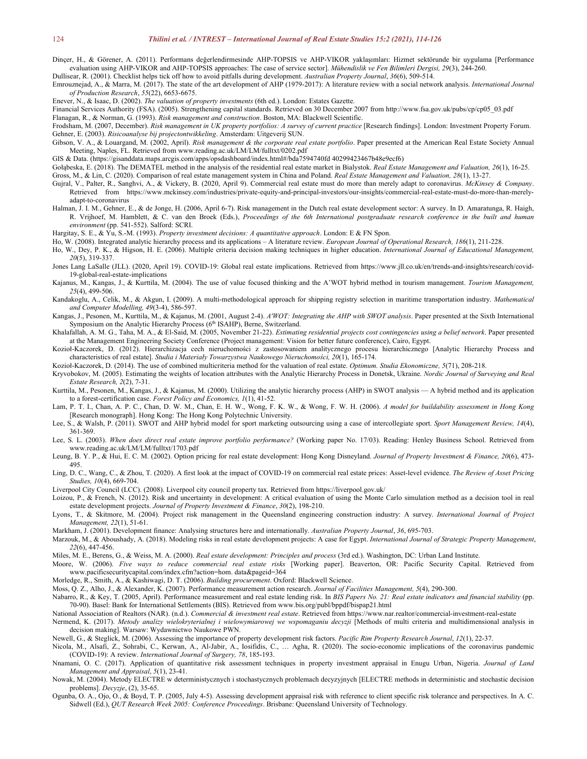Dinçer, H., & Görener, A. (2011). Performans değerlendirmesinde AHP-TOPSIS ve AHP-VIKOR yaklaşımları: Hizmet sektöründe bir uygulama [Performance evaluation using AHP-VIKOR and AHP-TOPSIS approaches: The case of service sector]. *Mühendislik ve Fen Bilimleri Dergisi, 29*(3), 244-260.

Dullisear, R. (2001). Checklist helps tick off how to avoid pitfalls during development. *Australian Property Journal*, *36*(6), 509-514.

Emrouznejad, A., & Marra, M. (2017). The state of the art development of AHP (1979-2017): A literature review with a social network analysis. *International Journal of Production Research*, *55*(22), 6653-6675.

Enever, N., & Isaac, D. (2002). *The valuation of property investments* (6th ed.). London: Estates Gazette.

Financial Services Authority (FSA). (2005). Strengthening capital standards. Retrieved on 30 December 2007 from http://www.fsa.gov.uk/pubs/cp/cp05_03.pdf

Flanagan, R., & Norman, G. (1993). *Risk management and construction*. Boston, MA: Blackwell Scientific.

Frodsham, M. (2007, December). *Risk management in UK property portfolios: A survey of current practice* [Research findings]. London: Investment Property Forum.

Gehner, E. (2003). *Risicoanalyse bij projectontwikkeling*. Amsterdam: Uitgeverij SUN.

Gibson, V. A., & Louargand, M. (2002, April). *Risk management & the corporate real estate portfolio*. Paper presented at the American Real Estate Society Annual Meeting, Naples, FL. Retrieved from www.reading.ac.uk/LM/LM/fulltxt/0202.pdf

GIS & Data. (https://gisanddata.maps.arcgis.com/apps/opsdashboard/index.html#/bda7594740fd 40299423467b48e9ecf6)

Gołąbeska, E. (2018). The DEMATEL method in the analysis of the residential real estate market in Bialystok. *Real Estate Management and Valuation, 26*(1), 16-25.

Gross, M., & Lin, C. (2020). Comparison of real estate management system in China and Poland. *Real Estate Management and Valuation, 28*(1), 13-27.

Gujral, V., Palter, R., Sanghvi, A., & Vickery, B. (2020, April 9). Commercial real estate must do more than merely adapt to coronavirus. *McKinsey & Company*. Retrieved from https://www.mckinsey.com/industries/private-equity-and-principal-investors/our-insights/commercial-real-estate-must-do-more-than-merely-adapt-to-coronavirus

Halman, J. I. M., Gehner, E., & de Jonge, H. (2006, April 6-7). Risk management in the Dutch real estate development sector: A survey. In D. Amaratunga, R. Haigh, R. Vrijhoef, M. Hamblett, & C. van den Broek (Eds.), *Proceedings of the 6th International postgraduate research conference in the built and human environment* (pp. 541-552). Salford: SCRI.

Hargitay, S. E., & Yu, S.-M. (1993). *Property investment decisions: A quantitative approach*. London: E & FN Spon.

Ho, W. (2008). Integrated analytic hierarchy process and its applications – A literature review. *European Journal of Operational Research, 186*(1), 211-228.

Ho, W., Dey, P. K., & Higson, H. E. (2006). Multiple criteria decision making techniques in higher education. *International Journal of Educational Management, 20*(5), 319-337.

Jones Lang LaSalle (JLL). (2020, April 19). COVID-19: Global real estate implications. Retrieved from https://www.jll.co.uk/en/trends-and-insights/research/covid-19-global-real-estate-implications

Kajanus, M., Kangas, J., & Kurttila, M. (2004). The use of value focused thinking and the A'WOT hybrid method in tourism management. *Tourism Management, 25*(4), 499-506.

Kandakoglu, A., Celik, M., & Akgun, I. (2009). A multi-methodological approach for shipping registry selection in maritime transportation industry. *Mathematical and Computer Modelling, 49*(3-4), 586-597.

Kangas, J., Pesonen, M., Kurttila, M., & Kajanus, M. (2001, August 2-4). *A'WOT: Integrating the AHP with SWOT analysis*. Paper presented at the Sixth International Symposium on the Analytic Hierarchy Process (6th ISAHP), Berne, Switzerland.

Khalafallah, A. M. G., Taha, M. A., & El-Said, M. (2005, November 21-22). *Estimating residential projects cost contingencies using a belief network*. Paper presented at the Management Engineering Society Conference (Project management: Vision for better future conference), Cairo, Egypt.

Kozioł-Kaczorek, D. (2012). Hierarchizacja cech nieruchomości z zastosowaniem analitycznego procesu hierarchicznego [Analytic Hierarchy Process and characteristics of real estate]. *Studia i Materiały Towarzystwa Naukowego Nieruchomości, 20*(1), 165-174.

Kozioł-Kaczorek, D. (2014). The use of combined multicriteria method for the valuation of real estate. *Optimum. Studia Ekonomiczne, 5*(71), 208-218.

Kryvobokov, M. (2005). Estimating the weights of location attributes with the Analytic Hierarchy Process in Donetsk, Ukraine. *Nordic Journal of Surveying and Real Estate Research, 2*(2), 7-31.

Kurttila, M., Pesonen, M., Kangas, J., & Kajanus, M. (2000). Utilizing the analytic hierarchy process (AHP) in SWOT analysis — A hybrid method and its application to a forest-certification case. *Forest Policy and Economics, 1*(1), 41-52.

Lam, P. T. I., Chan, A. P. C., Chan, D. W. M., Chan, E. H. W., Wong, F. K. W., & Wong, F. W. H. (2006). *A model for buildability assessment in Hong Kong* [Research monograph]. Hong Kong: The Hong Kong Polytechnic University.

Lee, S., & Walsh, P. (2011). SWOT and AHP hybrid model for sport marketing outsourcing using a case of intercollegiate sport. *Sport Management Review, 14*(4), 361-369.

Lee, S. L. (2003). *When does direct real estate improve portfolio performance?* (Working paper No. 17/03). Reading: Henley Business School. Retrieved from www.reading.ac.uk/LM/LM/fulltxt/1703.pdf

Leung, B. Y. P., & Hui, E. C. M. (2002). Option pricing for real estate development: Hong Kong Disneyland. *Journal of Property Investment & Finance, 20*(6), 473-495.

Ling, D. C., Wang, C., & Zhou, T. (2020). A first look at the impact of COVID-19 on commercial real estate prices: Asset-level evidence. *The Review of Asset Pricing Studies, 10*(4), 669-704.

Liverpool City Council (LCC). (2008). Liverpool city council property tax. Retrieved from https://liverpool.gov.uk/

Loizou, P., & French, N. (2012). Risk and uncertainty in development: A critical evaluation of using the Monte Carlo simulation method as a decision tool in real estate development projects. *Journal of Property Investment & Finance*, *30*(2), 198-210.

Lyons, T., & Skitmore, M. (2004). Project risk management in the Queensland engineering construction industry: A survey. *International Journal of Project Management, 22*(1), 51-61.

Markham, J. (2001). Development finance: Analysing structures here and internationally. *Australian Property Journal*, *36*, 695-703.

Marzouk, M., & Aboushady, A. (2018). Modeling risks in real estate development projects: A case for Egypt. *International Journal of Strategic Property Management*, *22*(6), 447-456.

Miles, M. E., Berens, G., & Weiss, M. A. (2000). *Real estate development: Principles and process* (3rd ed.). Washington, DC: Urban Land Institute.

Moore, W. (2006). *Five ways to reduce commercial real estate risks* [Working paper]. Beaverton, OR: Pacific Security Capital. Retrieved from www.pacificsecuritycapital.com/index.cfm?action=hom. data&pageid=364

Morledge, R., Smith, A., & Kashiwagi, D. T. (2006). *Building procurement*. Oxford: Blackwell Science.

Moss, Q. Z., Alho, J., & Alexander, K. (2007). Performance measurement action research. *Journal of Facilities Management, 5*(4), 290-300.

Nabarro, R., & Key, T. (2005, April). Performance measurement and real estate lending risk. In *BIS Papers No. 21: Real estate indicators and financial stability* (pp. 70-90). Basel: Bank for International Settlements (BIS). Retrieved from www.bis.org/publ/bppdf/bispap21.html

National Association of Realtors (NAR). (n.d.). *Commercial & investment real estate*. Retrieved from https://www.nar.realtor/commercial-investment-real-estate

Nermend, K. (2017). *Metody analizy wielokryterialnej i wielowymiarowej we wspomaganiu decyzji* [Methods of multi criteria and multidimensional analysis in decision making]. Warsaw: Wydawnictwo Naukowe PWN.

Newell, G., & Steglick, M. (2006). Assessing the importance of property development risk factors. *Pacific Rim Property Research Journal*, *12*(1), 22-37.

Nicola, M., Alsafi, Z., Sohrabi, C., Kerwan, A., Al-Jabir, A., Iosifidis, C., … Agha, R. (2020). The socio-economic implications of the coronavirus pandemic (COVID-19): A review. *International Journal of Surgery, 78*, 185-193.

Nnamani, O. C. (2017). Application of quantitative risk assessment techniques in property investment appraisal in Enugu Urban, Nigeria. *Journal of Land Management and Appraisal*, *5*(1), 23-41.

Nowak, M. (2004). Metody ELECTRE w deterministycznych i stochastycznych problemach decyzyjnych [ELECTRE methods in deterministic and stochastic decision problems]. *Decyzje*, (2), 35-65.

Ogunba, O. A., Ojo, O., & Boyd, T. P. (2005, July 4-5). Assessing development appraisal risk with reference to client specific risk tolerance and perspectives. In A. C. Sidwell (Ed.), *QUT Research Week 2005: Conference Proceedings*. Brisbane: Queensland University of Technology.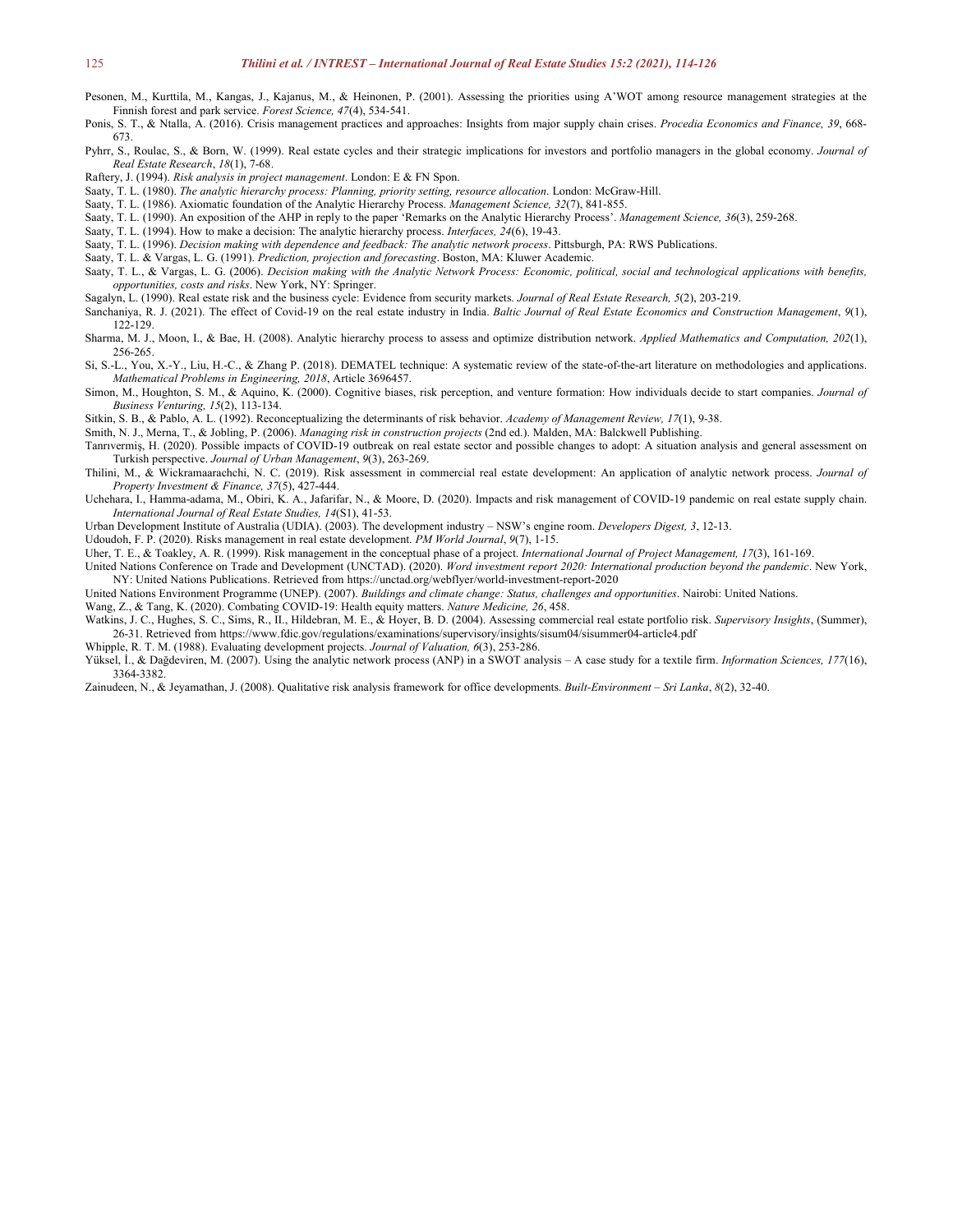Pesonen, M., Kurttila, M., Kangas, J., Kajanus, M., & Heinonen, P. (2001). Assessing the priorities using A'WOT among resource management strategies at the Finnish forest and park service. *Forest Science, 47*(4), 534-541.

Ponis, S. T., & Ntalla, A. (2016). Crisis management practices and approaches: Insights from major supply chain crises. *Procedia Economics and Finance, 39*, 668-673.

Pyhrr, S., Roulac, S., & Born, W. (1999). Real estate cycles and their strategic implications for investors and portfolio managers in the global economy. *Journal of Real Estate Research*, *18*(1), 7-68.

Raftery, J. (1994). *Risk analysis in project management*. London: E & FN Spon.

Saaty, T. L. (1980). *The analytic hierarchy process: Planning, priority setting, resource allocation*. London: McGraw-Hill.

Saaty, T. L. (1986). Axiomatic foundation of the Analytic Hierarchy Process. *Management Science, 32*(7), 841-855.

Saaty, T. L. (1990). An exposition of the AHP in reply to the paper 'Remarks on the Analytic Hierarchy Process'. *Management Science, 36*(3), 259-268.

Saaty, T. L. (1994). How to make a decision: The analytic hierarchy process. *Interfaces, 24*(6), 19-43.

Saaty, T. L. (1996). *Decision making with dependence and feedback: The analytic network process*. Pittsburgh, PA: RWS Publications.

Saaty, T. L. & Vargas, L. G. (1991). *Prediction, projection and forecasting*. Boston, MA: Kluwer Academic.

Saaty, T. L., & Vargas, L. G. (2006). *Decision making with the Analytic Network Process: Economic, political, social and technological applications with benefits, opportunities, costs and risks*. New York, NY: Springer.

Sagalyn, L. (1990). Real estate risk and the business cycle: Evidence from security markets. *Journal of Real Estate Research, 5*(2), 203-219.

Sanchaniya, R. J. (2021). The effect of Covid-19 on the real estate industry in India. *Baltic Journal of Real Estate Economics and Construction Management*, *9*(1), 122-129.

Sharma, M. J., Moon, I., & Bae, H. (2008). Analytic hierarchy process to assess and optimize distribution network. *Applied Mathematics and Computation, 202*(1), 256-265.

Si, S.-L., You, X.-Y., Liu, H.-C., & Zhang P. (2018). DEMATEL technique: A systematic review of the state-of-the-art literature on methodologies and applications. *Mathematical Problems in Engineering, 2018*, Article 3696457.

Simon, M., Houghton, S. M., & Aquino, K. (2000). Cognitive biases, risk perception, and venture formation: How individuals decide to start companies. *Journal of Business Venturing, 15*(2), 113-134.

Sitkin, S. B., & Pablo, A. L. (1992). Reconceptualizing the determinants of risk behavior. *Academy of Management Review, 17*(1), 9-38.

Smith, N. J., Merna, T., & Jobling, P. (2006). *Managing risk in construction projects* (2nd ed.). Malden, MA: Balckwell Publishing.

Tanrıvermiş, H. (2020). Possible impacts of COVID-19 outbreak on real estate sector and possible changes to adopt: A situation analysis and general assessment on Turkish perspective. *Journal of Urban Management*, *9*(3), 263-269.

Thilini, M., & Wickramaarachchi, N. C. (2019). Risk assessment in commercial real estate development: An application of analytic network process. *Journal of Property Investment & Finance, 37*(5), 427-444.

Uchehara, I., Hamma-adama, M., Obiri, K. A., Jafarifar, N., & Moore, D. (2020). Impacts and risk management of COVID-19 pandemic on real estate supply chain. *International Journal of Real Estate Studies, 14*(S1), 41-53.

Urban Development Institute of Australia (UDIA). (2003). The development industry – NSW's engine room. *Developers Digest, 3*, 12-13.

Udoudoh, F. P. (2020). Risks management in real estate development. *PM World Journal*, *9*(7), 1-15.

Uher, T. E., & Toakley, A. R. (1999). Risk management in the conceptual phase of a project. *International Journal of Project Management, 17*(3), 161-169.

United Nations Conference on Trade and Development (UNCTAD). (2020). *Word investment report 2020: International production beyond the pandemic*. New York, NY: United Nations Publications. Retrieved from https://unctad.org/webflyer/world-investment-report-2020

United Nations Environment Programme (UNEP). (2007). *Buildings and climate change: Status, challenges and opportunities*. Nairobi: United Nations.

Wang, Z., & Tang, K. (2020). Combating COVID-19: Health equity matters. *Nature Medicine, 26*, 458.

Watkins, J. C., Hughes, S. C., Sims, R., II., Hildebran, M. E., & Hoyer, B. D. (2004). Assessing commercial real estate portfolio risk. *Supervisory Insights*, (Summer), 26-31. Retrieved from https://www.fdic.gov/regulations/examinations/supervisory/insights/sisum04/sisummer04-article4.pdf

Whipple, R. T. M. (1988). Evaluating development projects. *Journal of Valuation, 6*(3), 253-286.

Yüksel, İ., & Dağdeviren, M. (2007). Using the analytic network process (ANP) in a SWOT analysis – A case study for a textile firm. *Information Sciences, 177*(16), 3364-3382.

Zainudeen, N., & Jeyamathan, J. (2008). Qualitative risk analysis framework for office developments. *Built-Environment – Sri Lanka*, *8*(2), 32-40.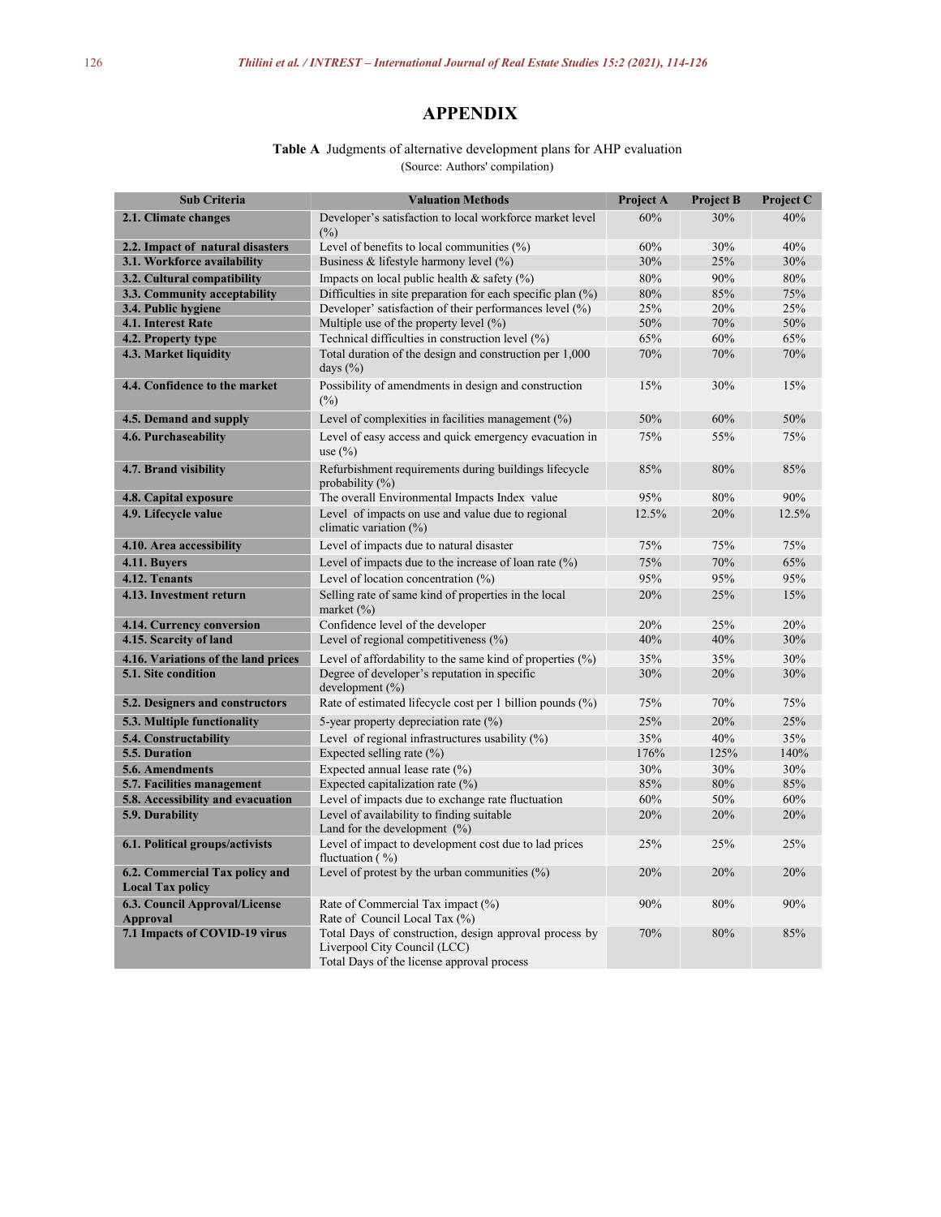# APPENDIX

**Table A** Judgments of alternative development plans for AHP evaluation
(Source: Authors' compilation)

| Sub Criteria | Valuation Methods | Project A | Project B | Project C |
|---|---|---|---|---|
| **2.1. Climate changes** | Developer's satisfaction to local workforce market level (%) | 60% | 30% | 40% |
| **2.2. Impact of natural disasters** | Level of benefits to local communities (%) | 60% | 30% | 40% |
| **3.1. Workforce availability** | Business & lifestyle harmony level (%) | 30% | 25% | 30% |
| **3.2. Cultural compatibility** | Impacts on local public health & safety (%) | 80% | 90% | 80% |
| **3.3. Community acceptability** | Difficulties in site preparation for each specific plan (%) | 80% | 85% | 75% |
| **3.4. Public hygiene** | Developer' satisfaction of their performances level (%) | 25% | 20% | 25% |
| **4.1. Interest Rate** | Multiple use of the property level (%) | 50% | 70% | 50% |
| **4.2. Property type** | Technical difficulties in construction level (%) | 65% | 60% | 65% |
| **4.3. Market liquidity** | Total duration of the design and construction per 1,000 days (%) | 70% | 70% | 70% |
| **4.4. Confidence to the market** | Possibility of amendments in design and construction (%) | 15% | 30% | 15% |
| **4.5. Demand and supply** | Level of complexities in facilities management (%) | 50% | 60% | 50% |
| **4.6. Purchaseability** | Level of easy access and quick emergency evacuation in use (%) | 75% | 55% | 75% |
| **4.7. Brand visibility** | Refurbishment requirements during buildings lifecycle probability (%) | 85% | 80% | 85% |
| **4.8. Capital exposure** | The overall Environmental Impacts Index value | 95% | 80% | 90% |
| **4.9. Lifecycle value** | Level of impacts on use and value due to regional climatic variation (%) | 12.5% | 20% | 12.5% |
| **4.10. Area accessibility** | Level of impacts due to natural disaster | 75% | 75% | 75% |
| **4.11. Buyers** | Level of impacts due to the increase of loan rate (%) | 75% | 70% | 65% |
| **4.12. Tenants** | Level of location concentration (%) | 95% | 95% | 95% |
| **4.13. Investment return** | Selling rate of same kind of properties in the local market (%) | 20% | 25% | 15% |
| **4.14. Currency conversion** | Confidence level of the developer | 20% | 25% | 20% |
| **4.15. Scarcity of land** | Level of regional competitiveness (%) | 40% | 40% | 30% |
| **4.16. Variations of the land prices** | Level of affordability to the same kind of properties (%) | 35% | 35% | 30% |
| **5.1. Site condition** | Degree of developer's reputation in specific development (%) | 30% | 20% | 30% |
| **5.2. Designers and constructors** | Rate of estimated lifecycle cost per 1 billion pounds (%) | 75% | 70% | 75% |
| **5.3. Multiple functionality** | 5-year property depreciation rate (%) | 25% | 20% | 25% |
| **5.4. Constructability** | Level of regional infrastructures usability (%) | 35% | 40% | 35% |
| **5.5. Duration** | Expected selling rate (%) | 176% | 125% | 140% |
| **5.6. Amendments** | Expected annual lease rate (%) | 30% | 30% | 30% |
| **5.7. Facilities management** | Expected capitalization rate (%) | 85% | 80% | 85% |
| **5.8. Accessibility and evacuation** | Level of impacts due to exchange rate fluctuation | 60% | 50% | 60% |
| **5.9. Durability** | Level of availability to finding suitable Land for the development (%) | 20% | 20% | 20% |
| **6.1. Political groups/activists** | Level of impact to development cost due to lad prices fluctuation ( %) | 25% | 25% | 25% |
| **6.2. Commercial Tax policy and Local Tax policy** | Level of protest by the urban communities (%) | 20% | 20% | 20% |
| **6.3. Council Approval/License Approval** | Rate of Commercial Tax impact (%) Rate of Council Local Tax (%) | 90% | 80% | 90% |
| **7.1 Impacts of COVID-19 virus** | Total Days of construction, design approval process by Liverpool City Council (LCC) Total Days of the license approval process | 70% | 80% | 85% |